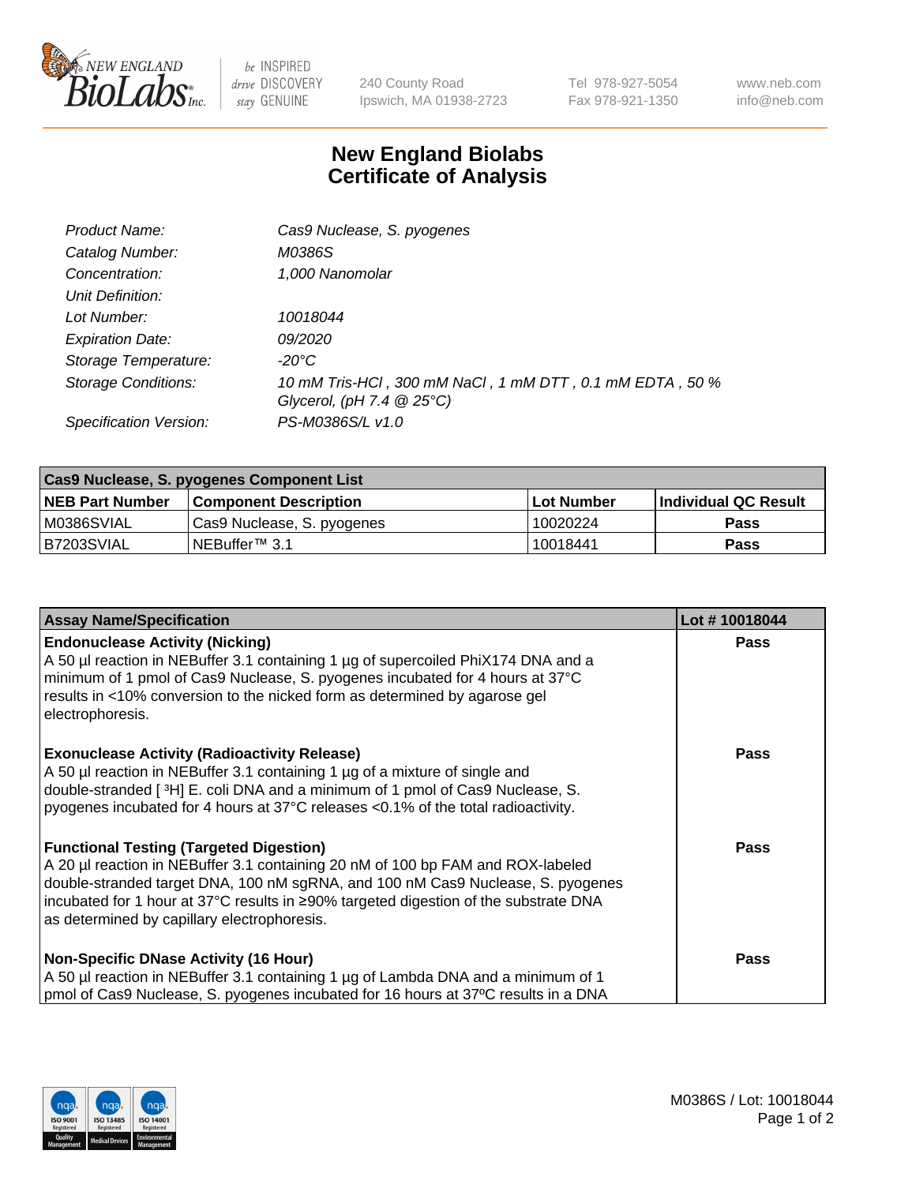240 County Road
Ipswich, MA 01938-2723

Tel 978-927-5054
Fax 978-921-1350

www.neb.com
info@neb.com

# New England Biolabs
# Certificate of Analysis

| | |
|---|---|
| *Product Name:* | *Cas9 Nuclease, S. pyogenes* |
| *Catalog Number:* | *M0386S* |
| *Concentration:* | *1,000 Nanomolar* |
| *Unit Definition:* | |
| *Lot Number:* | *10018044* |
| *Expiration Date:* | *09/2020* |
| *Storage Temperature:* | *-20°C* |
| *Storage Conditions:* | *10 mM Tris-HCl , 300 mM NaCl , 1 mM DTT , 0.1 mM EDTA , 50 % Glycerol, (pH 7.4 @ 25°C)* |
| *Specification Version:* | *PS-M0386S/L v1.0* |

**Cas9 Nuclease, S. pyogenes Component List**

| NEB Part Number | Component Description | Lot Number | Individual QC Result |
|---|---|---|---|
| M0386SVIAL | Cas9 Nuclease, S. pyogenes | 10020224 | **Pass** |
| B7203SVIAL | NEBuffer™ 3.1 | 10018441 | **Pass** |

| Assay Name/Specification | Lot # 10018044 |
|---|---|
| **Endonuclease Activity (Nicking)** A 50 µl reaction in NEBuffer 3.1 containing 1 µg of supercoiled PhiX174 DNA and a minimum of 1 pmol of Cas9 Nuclease, S. pyogenes incubated for 4 hours at 37°C results in <10% conversion to the nicked form as determined by agarose gel electrophoresis. | **Pass** |
| **Exonuclease Activity (Radioactivity Release)** A 50 µl reaction in NEBuffer 3.1 containing 1 µg of a mixture of single and double-stranded [ $^{3}$H] E. coli DNA and a minimum of 1 pmol of Cas9 Nuclease, S. pyogenes incubated for 4 hours at 37°C releases <0.1% of the total radioactivity. | **Pass** |
| **Functional Testing (Targeted Digestion)** A 20 µl reaction in NEBuffer 3.1 containing 20 nM of 100 bp FAM and ROX-labeled double-stranded target DNA, 100 nM sgRNA, and 100 nM Cas9 Nuclease, S. pyogenes incubated for 1 hour at 37°C results in ≥90% targeted digestion of the substrate DNA as determined by capillary electrophoresis. | **Pass** |
| **Non-Specific DNase Activity (16 Hour)** A 50 µl reaction in NEBuffer 3.1 containing 1 µg of Lambda DNA and a minimum of 1 pmol of Cas9 Nuclease, S. pyogenes incubated for 16 hours at 37ºC results in a DNA | **Pass** |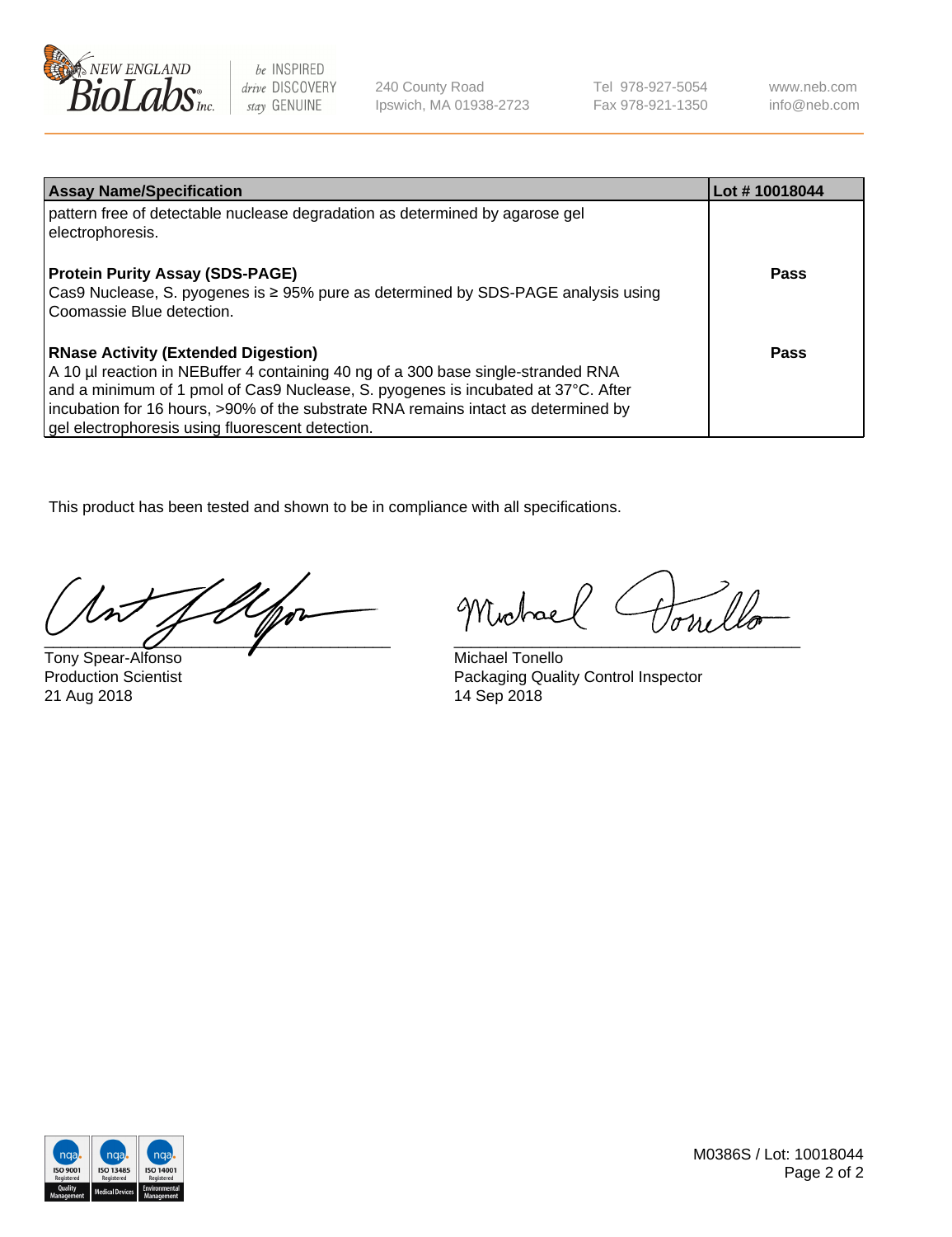be INSPIRED
drive DISCOVERY
stay GENUINE

240 County Road
Ipswich, MA 01938-2723

Tel 978-927-5054
Fax 978-921-1350

www.neb.com
info@neb.com

| Assay Name/Specification | Lot # 10018044 |
|---|---|
| pattern free of detectable nuclease degradation as determined by agarose gel electrophoresis. | |
| **Protein Purity Assay (SDS-PAGE)**<br>Cas9 Nuclease, S. pyogenes is ≥ 95% pure as determined by SDS-PAGE analysis using Coomassie Blue detection. | **Pass** |
| **RNase Activity (Extended Digestion)**<br>A 10 µl reaction in NEBuffer 4 containing 40 ng of a 300 base single-stranded RNA and a minimum of 1 pmol of Cas9 Nuclease, S. pyogenes is incubated at 37°C. After incubation for 16 hours, >90% of the substrate RNA remains intact as determined by gel electrophoresis using fluorescent detection. | **Pass** |

This product has been tested and shown to be in compliance with all specifications.

Tony Spear-Alfonso
Production Scientist
21 Aug 2018

Michael Tonello
Packaging Quality Control Inspector
14 Sep 2018

M0386S / Lot: 10018044